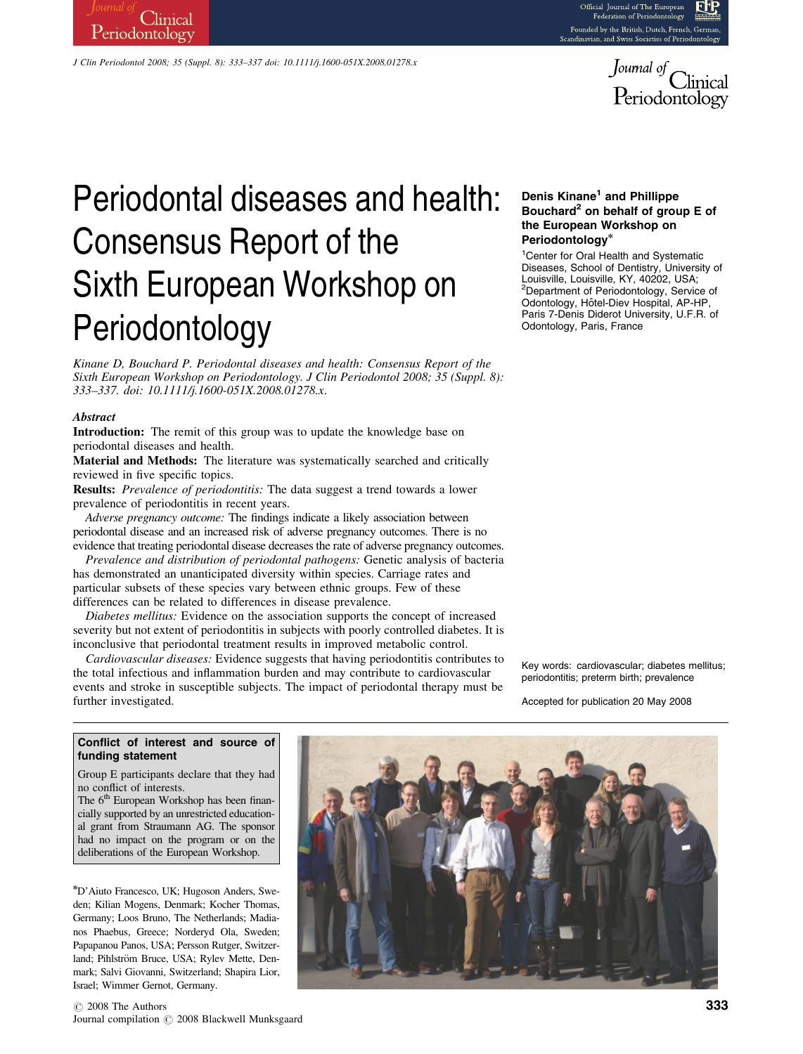# Periodontal diseases and health: Consensus Report of the Sixth European Workshop on Periodontology

**Denis Kinane[1] and Phillippe Bouchard[2] on behalf of group E of the European Workshop on Periodontology***

[1]Center for Oral Health and Systematic Diseases, School of Dentistry, University of Louisville, Louisville, KY, 40202, USA;
[2]Department of Periodontology, Service of Odontology, Hôtel-Diev Hospital, AP-HP, Paris 7-Denis Diderot University, U.F.R. of Odontology, Paris, France

*Kinane D, Bouchard P. Periodontal diseases and health: Consensus Report of the Sixth European Workshop on Periodontology. J Clin Periodontol 2008; 35 (Suppl. 8): 333–337. doi: 10.1111/j.1600-051X.2008.01278.x.*

### *Abstract*

**Introduction:** The remit of this group was to update the knowledge base on periodontal diseases and health.

**Material and Methods:** The literature was systematically searched and critically reviewed in five specific topics.

**Results:** *Prevalence of periodontitis:* The data suggest a trend towards a lower prevalence of periodontitis in recent years.

*Adverse pregnancy outcome:* The findings indicate a likely association between periodontal disease and an increased risk of adverse pregnancy outcomes. There is no evidence that treating periodontal disease decreases the rate of adverse pregnancy outcomes.

*Prevalence and distribution of periodontal pathogens:* Genetic analysis of bacteria has demonstrated an unanticipated diversity within species. Carriage rates and particular subsets of these species vary between ethnic groups. Few of these differences can be related to differences in disease prevalence.

*Diabetes mellitus:* Evidence on the association supports the concept of increased severity but not extent of periodontitis in subjects with poorly controlled diabetes. It is inconclusive that periodontal treatment results in improved metabolic control.

*Cardiovascular diseases:* Evidence suggests that having periodontitis contributes to the total infectious and inflammation burden and may contribute to cardiovascular events and stroke in susceptible subjects. The impact of periodontal therapy must be further investigated.

Key words: cardiovascular; diabetes mellitus; periodontitis; preterm birth; prevalence

Accepted for publication 20 May 2008

**Conflict of interest and source of funding statement**

Group E participants declare that they had no conflict of interests.
The 6th European Workshop has been financially supported by an unrestricted educational grant from Straumann AG. The sponsor had no impact on the program or on the deliberations of the European Workshop.

*D'Aiuto Francesco, UK; Hugoson Anders, Sweden; Kilian Mogens, Denmark; Kocher Thomas, Germany; Loos Bruno, The Netherlands; Madianos Phaebus, Greece; Norderyd Ola, Sweden; Papapanou Panos, USA; Persson Rutger, Switzerland; Pihlström Bruce, USA; Rylev Mette, Denmark; Salvi Giovanni, Switzerland; Shapira Lior, Israel; Wimmer Gernot, Germany.

© 2008 The Authors
Journal compilation © 2008 Blackwell Munksgaard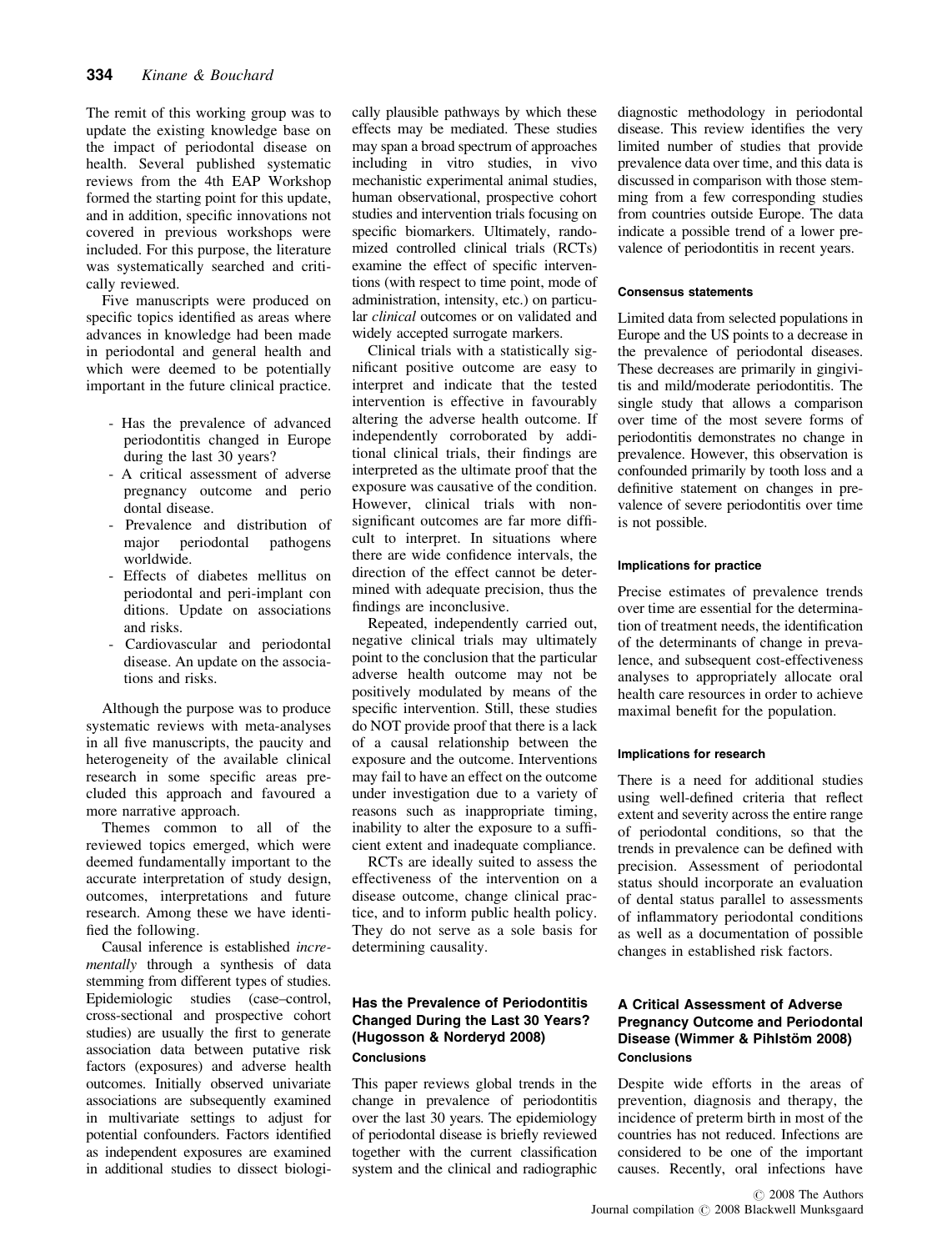The remit of this working group was to update the existing knowledge base on the impact of periodontal disease on health. Several published systematic reviews from the 4th EAP Workshop formed the starting point for this update, and in addition, specific innovations not covered in previous workshops were included. For this purpose, the literature was systematically searched and critically reviewed.

Five manuscripts were produced on specific topics identified as areas where advances in knowledge had been made in periodontal and general health and which were deemed to be potentially important in the future clinical practice.

- Has the prevalence of advanced periodontitis changed in Europe during the last 30 years?
- A critical assessment of adverse pregnancy outcome and perio dontal disease.
- Prevalence and distribution of major periodontal pathogens worldwide.
- Effects of diabetes mellitus on periodontal and peri-implant con ditions. Update on associations and risks.
- Cardiovascular and periodontal disease. An update on the associations and risks.

Although the purpose was to produce systematic reviews with meta-analyses in all five manuscripts, the paucity and heterogeneity of the available clinical research in some specific areas precluded this approach and favoured a more narrative approach.

Themes common to all of the reviewed topics emerged, which were deemed fundamentally important to the accurate interpretation of study design, outcomes, interpretations and future research. Among these we have identified the following.

Causal inference is established *incrementally* through a synthesis of data stemming from different types of studies. Epidemiologic studies (case–control, cross-sectional and prospective cohort studies) are usually the first to generate association data between putative risk factors (exposures) and adverse health outcomes. Initially observed univariate associations are subsequently examined in multivariate settings to adjust for potential confounders. Factors identified as independent exposures are examined in additional studies to dissect biologically plausible pathways by which these effects may be mediated. These studies may span a broad spectrum of approaches including in vitro studies, in vivo mechanistic experimental animal studies, human observational, prospective cohort studies and intervention trials focusing on specific biomarkers. Ultimately, randomized controlled clinical trials (RCTs) examine the effect of specific interventions (with respect to time point, mode of administration, intensity, etc.) on particular *clinical* outcomes or on validated and widely accepted surrogate markers.

Clinical trials with a statistically significant positive outcome are easy to interpret and indicate that the tested intervention is effective in favourably altering the adverse health outcome. If independently corroborated by additional clinical trials, their findings are interpreted as the ultimate proof that the exposure was causative of the condition. However, clinical trials with non-significant outcomes are far more difficult to interpret. In situations where there are wide confidence intervals, the direction of the effect cannot be determined with adequate precision, thus the findings are inconclusive.

Repeated, independently carried out, negative clinical trials may ultimately point to the conclusion that the particular adverse health outcome may not be positively modulated by means of the specific intervention. Still, these studies do NOT provide proof that there is a lack of a causal relationship between the exposure and the outcome. Interventions may fail to have an effect on the outcome under investigation due to a variety of reasons such as inappropriate timing, inability to alter the exposure to a sufficient extent and inadequate compliance.

RCTs are ideally suited to assess the effectiveness of the intervention on a disease outcome, change clinical practice, and to inform public health policy. They do not serve as a sole basis for determining causality.

## Has the Prevalence of Periodontitis Changed During the Last 30 Years? (Hugosson & Norderyd 2008)

### Conclusions

This paper reviews global trends in the change in prevalence of periodontitis over the last 30 years. The epidemiology of periodontal disease is briefly reviewed together with the current classification system and the clinical and radiographic diagnostic methodology in periodontal disease. This review identifies the very limited number of studies that provide prevalence data over time, and this data is discussed in comparison with those stemming from a few corresponding studies from countries outside Europe. The data indicate a possible trend of a lower prevalence of periodontitis in recent years.

#### Consensus statements

Limited data from selected populations in Europe and the US points to a decrease in the prevalence of periodontal diseases. These decreases are primarily in gingivitis and mild/moderate periodontitis. The single study that allows a comparison over time of the most severe forms of periodontitis demonstrates no change in prevalence. However, this observation is confounded primarily by tooth loss and a definitive statement on changes in prevalence of severe periodontitis over time is not possible.

#### Implications for practice

Precise estimates of prevalence trends over time are essential for the determination of treatment needs, the identification of the determinants of change in prevalence, and subsequent cost-effectiveness analyses to appropriately allocate oral health care resources in order to achieve maximal benefit for the population.

#### Implications for research

There is a need for additional studies using well-defined criteria that reflect extent and severity across the entire range of periodontal conditions, so that the trends in prevalence can be defined with precision. Assessment of periodontal status should incorporate an evaluation of dental status parallel to assessments of inflammatory periodontal conditions as well as a documentation of possible changes in established risk factors.

## A Critical Assessment of Adverse Pregnancy Outcome and Periodontal Disease (Wimmer & Pihlstöm 2008)

### Conclusions

Despite wide efforts in the areas of prevention, diagnosis and therapy, the incidence of preterm birth in most of the countries has not reduced. Infections are considered to be one of the important causes. Recently, oral infections have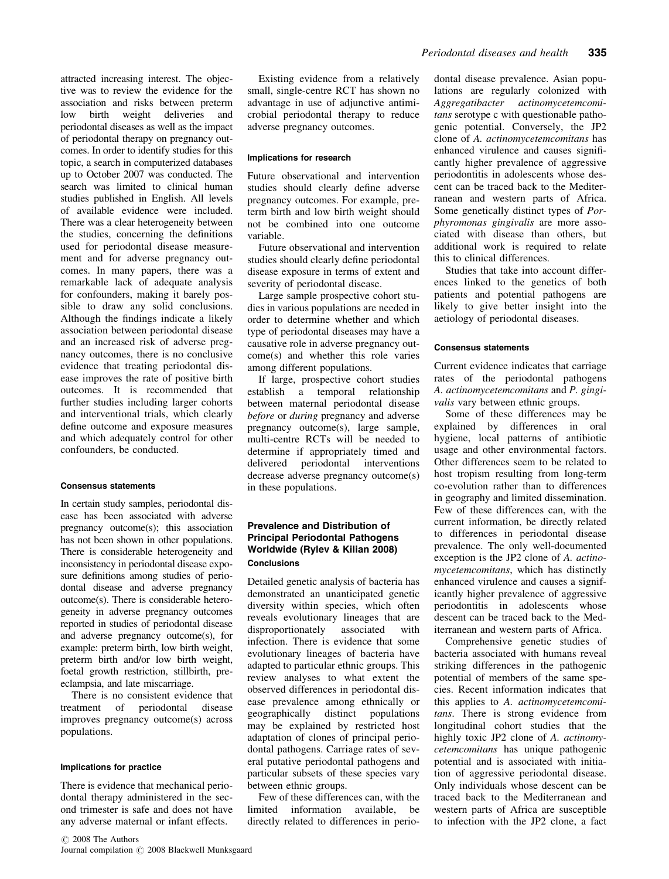attracted increasing interest. The objective was to review the evidence for the association and risks between preterm low birth weight deliveries and periodontal diseases as well as the impact of periodontal therapy on pregnancy outcomes. In order to identify studies for this topic, a search in computerized databases up to October 2007 was conducted. The search was limited to clinical human studies published in English. All levels of available evidence were included. There was a clear heterogeneity between the studies, concerning the definitions used for periodontal disease measurement and for adverse pregnancy outcomes. In many papers, there was a remarkable lack of adequate analysis for confounders, making it barely possible to draw any solid conclusions. Although the findings indicate a likely association between periodontal disease and an increased risk of adverse pregnancy outcomes, there is no conclusive evidence that treating periodontal disease improves the rate of positive birth outcomes. It is recommended that further studies including larger cohorts and interventional trials, which clearly define outcome and exposure measures and which adequately control for other confounders, be conducted.

#### Consensus statements

In certain study samples, periodontal disease has been associated with adverse pregnancy outcome(s); this association has not been shown in other populations. There is considerable heterogeneity and inconsistency in periodontal disease exposure definitions among studies of periodontal disease and adverse pregnancy outcome(s). There is considerable heterogeneity in adverse pregnancy outcomes reported in studies of periodontal disease and adverse pregnancy outcome(s), for example: preterm birth, low birth weight, preterm birth and/or low birth weight, foetal growth restriction, stillbirth, preeclampsia, and late miscarriage.

There is no consistent evidence that treatment of periodontal disease improves pregnancy outcome(s) across populations.

#### Implications for practice

There is evidence that mechanical periodontal therapy administered in the second trimester is safe and does not have any adverse maternal or infant effects.

Existing evidence from a relatively small, single-centre RCT has shown no advantage in use of adjunctive antimicrobial periodontal therapy to reduce adverse pregnancy outcomes.

#### Implications for research

Future observational and intervention studies should clearly define adverse pregnancy outcomes. For example, preterm birth and low birth weight should not be combined into one outcome variable.

Future observational and intervention studies should clearly define periodontal disease exposure in terms of extent and severity of periodontal disease.

Large sample prospective cohort studies in various populations are needed in order to determine whether and which type of periodontal diseases may have a causative role in adverse pregnancy outcome(s) and whether this role varies among different populations.

If large, prospective cohort studies establish a temporal relationship between maternal periodontal disease *before* or *during* pregnancy and adverse pregnancy outcome(s), large sample, multi-centre RCTs will be needed to determine if appropriately timed and delivered periodontal interventions decrease adverse pregnancy outcome(s) in these populations.

### Prevalence and Distribution of Principal Periodontal Pathogens Worldwide (Rylev & Kilian 2008)

#### Conclusions

Detailed genetic analysis of bacteria has demonstrated an unanticipated genetic diversity within species, which often reveals evolutionary lineages that are disproportionately associated with infection. There is evidence that some evolutionary lineages of bacteria have adapted to particular ethnic groups. This review analyses to what extent the observed differences in periodontal disease prevalence among ethnically or geographically distinct populations may be explained by restricted host adaptation of clones of principal periodontal pathogens. Carriage rates of several putative periodontal pathogens and particular subsets of these species vary between ethnic groups.

Few of these differences can, with the limited information available, be directly related to differences in periodontal disease prevalence. Asian populations are regularly colonized with *Aggregatibacter actinomycetemcomitans* serotype c with questionable pathogenic potential. Conversely, the JP2 clone of *A. actinomycetemcomitans* has enhanced virulence and causes significantly higher prevalence of aggressive periodontitis in adolescents whose descent can be traced back to the Mediterranean and western parts of Africa. Some genetically distinct types of *Porphyromonas gingivalis* are more associated with disease than others, but additional work is required to relate this to clinical differences.

Studies that take into account differences linked to the genetics of both patients and potential pathogens are likely to give better insight into the aetiology of periodontal diseases.

#### Consensus statements

Current evidence indicates that carriage rates of the periodontal pathogens *A. actinomycetemcomitans* and *P. gingivalis* vary between ethnic groups.

Some of these differences may be explained by differences in oral hygiene, local patterns of antibiotic usage and other environmental factors. Other differences seem to be related to host tropism resulting from long-term co-evolution rather than to differences in geography and limited dissemination. Few of these differences can, with the current information, be directly related to differences in periodontal disease prevalence. The only well-documented exception is the JP2 clone of *A. actinomycetemcomitans*, which has distinctly enhanced virulence and causes a significantly higher prevalence of aggressive periodontitis in adolescents whose descent can be traced back to the Mediterranean and western parts of Africa.

Comprehensive genetic studies of bacteria associated with humans reveal striking differences in the pathogenic potential of members of the same species. Recent information indicates that this applies to *A. actinomycetemcomitans*. There is strong evidence from longitudinal cohort studies that the highly toxic JP2 clone of *A. actinomycetemcomitans* has unique pathogenic potential and is associated with initiation of aggressive periodontal disease. Only individuals whose descent can be traced back to the Mediterranean and western parts of Africa are susceptible to infection with the JP2 clone, a fact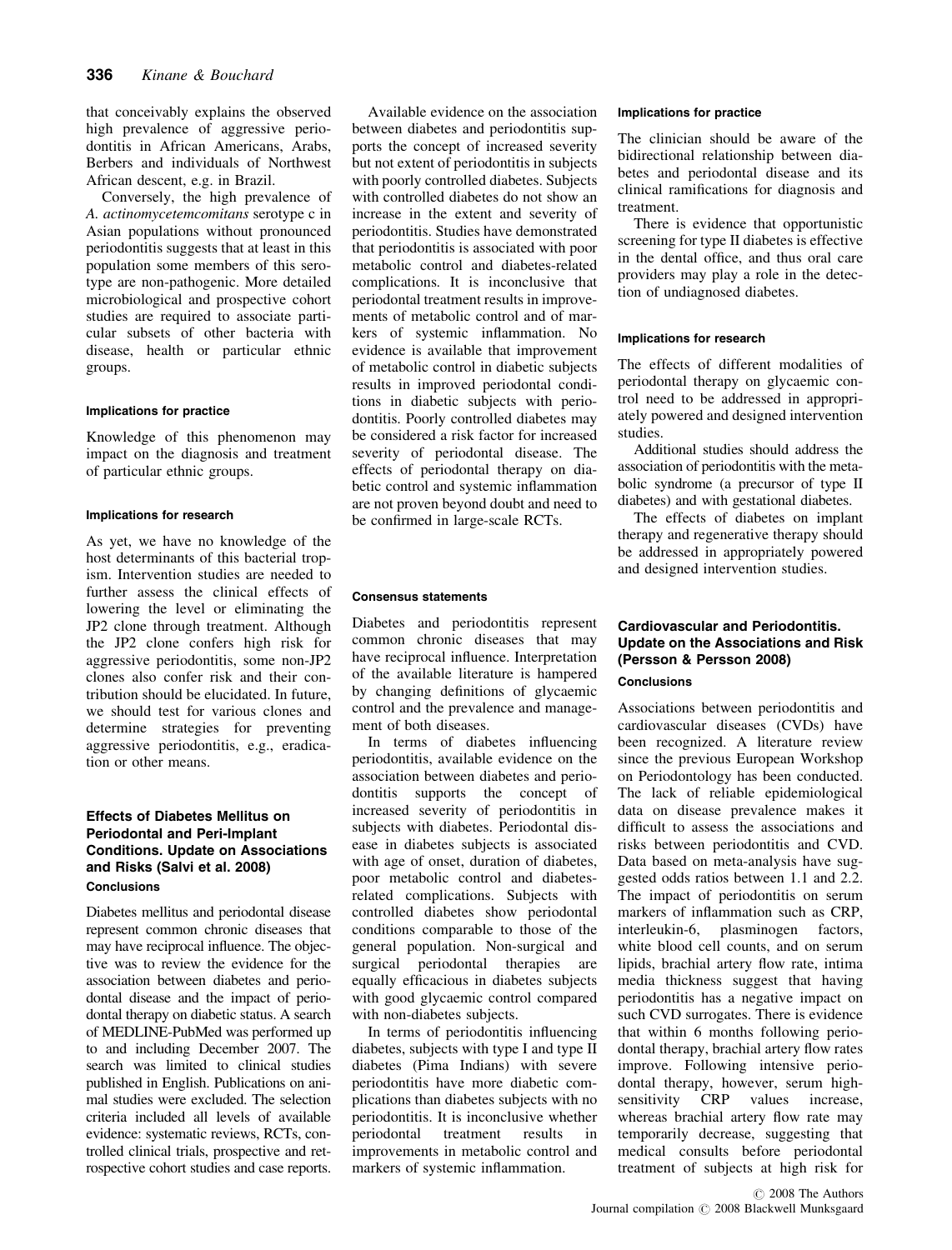that conceivably explains the observed high prevalence of aggressive periodontitis in African Americans, Arabs, Berbers and individuals of Northwest African descent, e.g. in Brazil.

Conversely, the high prevalence of *A. actinomycetemcomitans* serotype c in Asian populations without pronounced periodontitis suggests that at least in this population some members of this serotype are non-pathogenic. More detailed microbiological and prospective cohort studies are required to associate particular subsets of other bacteria with disease, health or particular ethnic groups.

#### Implications for practice

Knowledge of this phenomenon may impact on the diagnosis and treatment of particular ethnic groups.

#### Implications for research

As yet, we have no knowledge of the host determinants of this bacterial tropism. Intervention studies are needed to further assess the clinical effects of lowering the level or eliminating the JP2 clone through treatment. Although the JP2 clone confers high risk for aggressive periodontitis, some non-JP2 clones also confer risk and their contribution should be elucidated. In future, we should test for various clones and determine strategies for preventing aggressive periodontitis, e.g., eradication or other means.

### Effects of Diabetes Mellitus on Periodontal and Peri-Implant Conditions. Update on Associations and Risks (Salvi et al. 2008)

#### Conclusions

Diabetes mellitus and periodontal disease represent common chronic diseases that may have reciprocal influence. The objective was to review the evidence for the association between diabetes and periodontal disease and the impact of periodontal therapy on diabetic status. A search of MEDLINE-PubMed was performed up to and including December 2007. The search was limited to clinical studies published in English. Publications on animal studies were excluded. The selection criteria included all levels of available evidence: systematic reviews, RCTs, controlled clinical trials, prospective and retrospective cohort studies and case reports.

Available evidence on the association between diabetes and periodontitis supports the concept of increased severity but not extent of periodontitis in subjects with poorly controlled diabetes. Subjects with controlled diabetes do not show an increase in the extent and severity of periodontitis. Studies have demonstrated that periodontitis is associated with poor metabolic control and diabetes-related complications. It is inconclusive that periodontal treatment results in improvements of metabolic control and of markers of systemic inflammation. No evidence is available that improvement of metabolic control in diabetic subjects results in improved periodontal conditions in diabetic subjects with periodontitis. Poorly controlled diabetes may be considered a risk factor for increased severity of periodontal disease. The effects of periodontal therapy on diabetic control and systemic inflammation are not proven beyond doubt and need to be confirmed in large-scale RCTs.

#### Consensus statements

Diabetes and periodontitis represent common chronic diseases that may have reciprocal influence. Interpretation of the available literature is hampered by changing definitions of glycaemic control and the prevalence and management of both diseases.

In terms of diabetes influencing periodontitis, available evidence on the association between diabetes and periodontitis supports the concept of increased severity of periodontitis in subjects with diabetes. Periodontal disease in diabetes subjects is associated with age of onset, duration of diabetes, poor metabolic control and diabetes-related complications. Subjects with controlled diabetes show periodontal conditions comparable to those of the general population. Non-surgical and surgical periodontal therapies are equally efficacious in diabetes subjects with good glycaemic control compared with non-diabetes subjects.

In terms of periodontitis influencing diabetes, subjects with type I and type II diabetes (Pima Indians) with severe periodontitis have more diabetic complications than diabetes subjects with no periodontitis. It is inconclusive whether periodontal treatment results in improvements in metabolic control and markers of systemic inflammation.

#### Implications for practice

The clinician should be aware of the bidirectional relationship between diabetes and periodontal disease and its clinical ramifications for diagnosis and treatment.

There is evidence that opportunistic screening for type II diabetes is effective in the dental office, and thus oral care providers may play a role in the detection of undiagnosed diabetes.

#### Implications for research

The effects of different modalities of periodontal therapy on glycaemic control need to be addressed in appropriately powered and designed intervention studies.

Additional studies should address the association of periodontitis with the metabolic syndrome (a precursor of type II diabetes) and with gestational diabetes.

The effects of diabetes on implant therapy and regenerative therapy should be addressed in appropriately powered and designed intervention studies.

### Cardiovascular and Periodontitis. Update on the Associations and Risk (Persson & Persson 2008)

#### Conclusions

Associations between periodontitis and cardiovascular diseases (CVDs) have been recognized. A literature review since the previous European Workshop on Periodontology has been conducted. The lack of reliable epidemiological data on disease prevalence makes it difficult to assess the associations and risks between periodontitis and CVD. Data based on meta-analysis have suggested odds ratios between 1.1 and 2.2. The impact of periodontitis on serum markers of inflammation such as CRP, interleukin-6, plasminogen factors, white blood cell counts, and on serum lipids, brachial artery flow rate, intima media thickness suggest that having periodontitis has a negative impact on such CVD surrogates. There is evidence that within 6 months following periodontal therapy, brachial artery flow rates improve. Following intensive periodontal therapy, however, serum high-sensitivity CRP values increase, whereas brachial artery flow rate may temporarily decrease, suggesting that medical consults before periodontal treatment of subjects at high risk for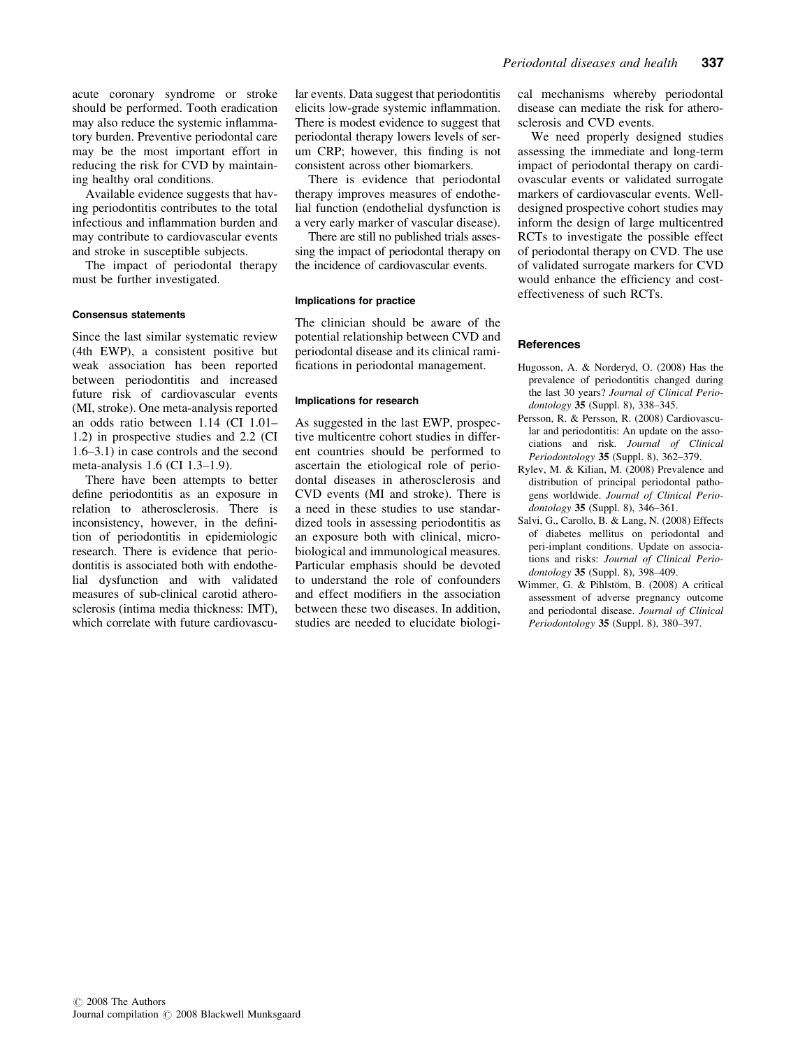acute coronary syndrome or stroke should be performed. Tooth eradication may also reduce the systemic inflammatory burden. Preventive periodontal care may be the most important effort in reducing the risk for CVD by maintaining healthy oral conditions.

Available evidence suggests that having periodontitis contributes to the total infectious and inflammation burden and may contribute to cardiovascular events and stroke in susceptible subjects.

The impact of periodontal therapy must be further investigated.

#### Consensus statements

Since the last similar systematic review (4th EWP), a consistent positive but weak association has been reported between periodontitis and increased future risk of cardiovascular events (MI, stroke). One meta-analysis reported an odds ratio between 1.14 (CI 1.01–1.2) in prospective studies and 2.2 (CI 1.6–3.1) in case controls and the second meta-analysis 1.6 (CI 1.3–1.9).

There have been attempts to better define periodontitis as an exposure in relation to atherosclerosis. There is inconsistency, however, in the definition of periodontitis in epidemiologic research. There is evidence that periodontitis is associated both with endothelial dysfunction and with validated measures of sub-clinical carotid atherosclerosis (intima media thickness: IMT), which correlate with future cardiovascular events. Data suggest that periodontitis elicits low-grade systemic inflammation. There is modest evidence to suggest that periodontal therapy lowers levels of serum CRP; however, this finding is not consistent across other biomarkers.

There is evidence that periodontal therapy improves measures of endothelial function (endothelial dysfunction is a very early marker of vascular disease).

There are still no published trials assessing the impact of periodontal therapy on the incidence of cardiovascular events.

#### Implications for practice

The clinician should be aware of the potential relationship between CVD and periodontal disease and its clinical ramifications in periodontal management.

#### Implications for research

As suggested in the last EWP, prospective multicentre cohort studies in different countries should be performed to ascertain the etiological role of periodontal diseases in atherosclerosis and CVD events (MI and stroke). There is a need in these studies to use standardized tools in assessing periodontitis as an exposure both with clinical, microbiological and immunological measures. Particular emphasis should be devoted to understand the role of confounders and effect modifiers in the association between these two diseases. In addition, studies are needed to elucidate biological mechanisms whereby periodontal disease can mediate the risk for atherosclerosis and CVD events.

We need properly designed studies assessing the immediate and long-term impact of periodontal therapy on cardiovascular events or validated surrogate markers of cardiovascular events. Well-designed prospective cohort studies may inform the design of large multicentred RCTs to investigate the possible effect of periodontal therapy on CVD. The use of validated surrogate markers for CVD would enhance the efficiency and cost-effectiveness of such RCTs.

## References

Hugosson, A. & Norderyd, O. (2008) Has the prevalence of periodontitis changed during the last 30 years? *Journal of Clinical Periodontology* **35** (Suppl. 8), 338–345.

Persson, R. & Persson, R. (2008) Cardiovascular and periodontitis: An update on the associations and risk. *Journal of Clinical Periodontology* **35** (Suppl. 8), 362–379.

Rylev, M. & Kilian, M. (2008) Prevalence and distribution of principal periodontal pathogens worldwide. *Journal of Clinical Periodontology* **35** (Suppl. 8), 346–361.

Salvi, G., Carollo, B. & Lang, N. (2008) Effects of diabetes mellitus on periodontal and peri-implant conditions. Update on associations and risks: *Journal of Clinical Periodontology* **35** (Suppl. 8), 398–409.

Wimmer, G. & Pihlstöm, B. (2008) A critical assessment of adverse pregnancy outcome and periodontal disease. *Journal of Clinical Periodontology* **35** (Suppl. 8), 380–397.

© 2008 The Authors
Journal compilation © 2008 Blackwell Munksgaard